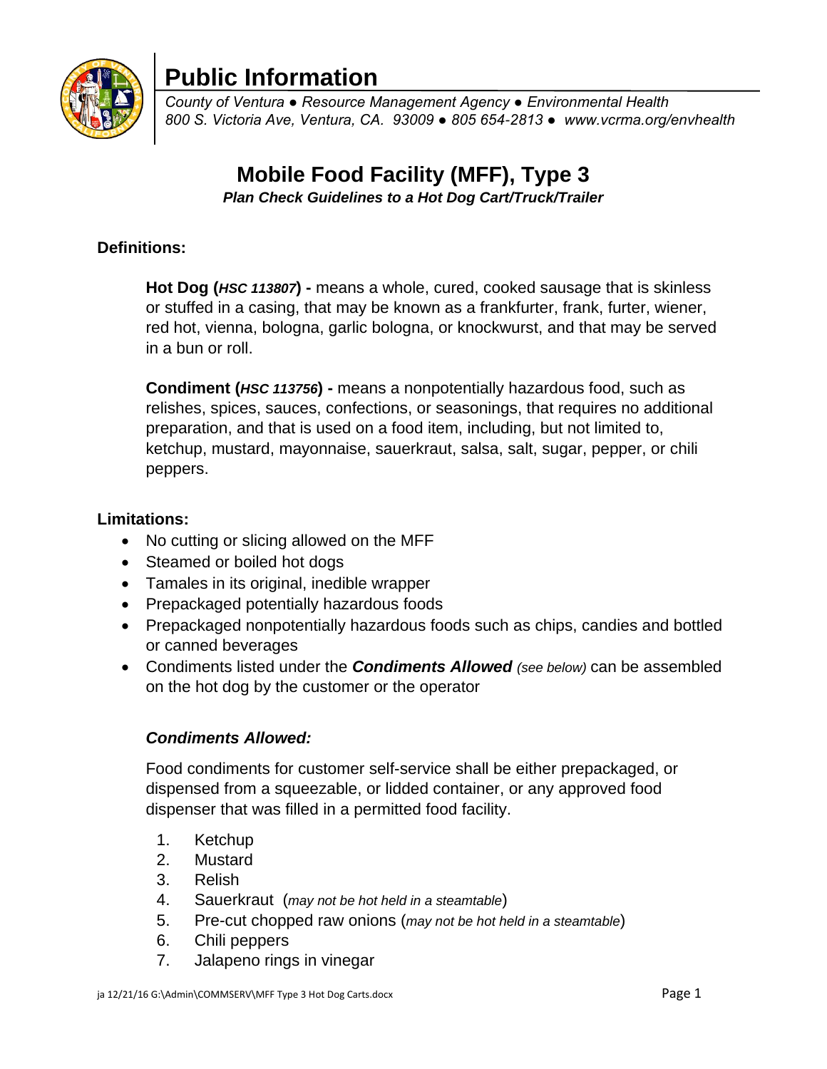# Public Information

*County of Ventura ● Resource Management Agency ● Environmental Health*
*800 S. Victoria Ave, Ventura, CA. 93009 ● 805 654-2813 ● www.vcrma.org/envhealth*

## Mobile Food Facility (MFF), Type 3

***Plan Check Guidelines to a Hot Dog Cart/Truck/Trailer***

### Definitions:

**Hot Dog (*HSC 113807*) -** means a whole, cured, cooked sausage that is skinless or stuffed in a casing, that may be known as a frankfurter, frank, furter, wiener, red hot, vienna, bologna, garlic bologna, or knockwurst, and that may be served in a bun or roll.

**Condiment (*HSC 113756*) -** means a nonpotentially hazardous food, such as relishes, spices, sauces, confections, or seasonings, that requires no additional preparation, and that is used on a food item, including, but not limited to, ketchup, mustard, mayonnaise, sauerkraut, salsa, salt, sugar, pepper, or chili peppers.

### Limitations:

- No cutting or slicing allowed on the MFF
- Steamed or boiled hot dogs
- Tamales in its original, inedible wrapper
- Prepackaged potentially hazardous foods
- Prepackaged nonpotentially hazardous foods such as chips, candies and bottled or canned beverages
- Condiments listed under the ***Condiments Allowed*** *(see below)* can be assembled on the hot dog by the customer or the operator

***Condiments Allowed:***

Food condiments for customer self-service shall be either prepackaged, or dispensed from a squeezable, or lidded container, or any approved food dispenser that was filled in a permitted food facility.

1. Ketchup
2. Mustard
3. Relish
4. Sauerkraut (*may not be hot held in a steamtable*)
5. Pre-cut chopped raw onions (*may not be hot held in a steamtable*)
6. Chili peppers
7. Jalapeno rings in vinegar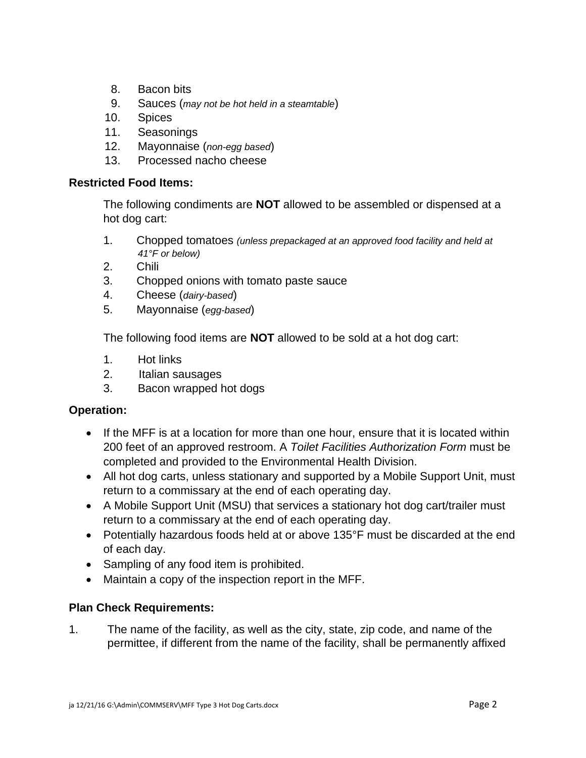8. Bacon bits
9. Sauces (*may not be hot held in a steamtable*)
10. Spices
11. Seasonings
12. Mayonnaise (*non-egg based*)
13. Processed nacho cheese

**Restricted Food Items:**

The following condiments are **NOT** allowed to be assembled or dispensed at a hot dog cart:

1. Chopped tomatoes *(unless prepackaged at an approved food facility and held at 41°F or below)*
2. Chili
3. Chopped onions with tomato paste sauce
4. Cheese (*dairy-based*)
5. Mayonnaise (*egg-based*)

The following food items are **NOT** allowed to be sold at a hot dog cart:

1. Hot links
2. Italian sausages
3. Bacon wrapped hot dogs

**Operation:**

- If the MFF is at a location for more than one hour, ensure that it is located within 200 feet of an approved restroom. A *Toilet Facilities Authorization Form* must be completed and provided to the Environmental Health Division.
- All hot dog carts, unless stationary and supported by a Mobile Support Unit, must return to a commissary at the end of each operating day.
- A Mobile Support Unit (MSU) that services a stationary hot dog cart/trailer must return to a commissary at the end of each operating day.
- Potentially hazardous foods held at or above 135°F must be discarded at the end of each day.
- Sampling of any food item is prohibited.
- Maintain a copy of the inspection report in the MFF.

**Plan Check Requirements:**

1. The name of the facility, as well as the city, state, zip code, and name of the permittee, if different from the name of the facility, shall be permanently affixed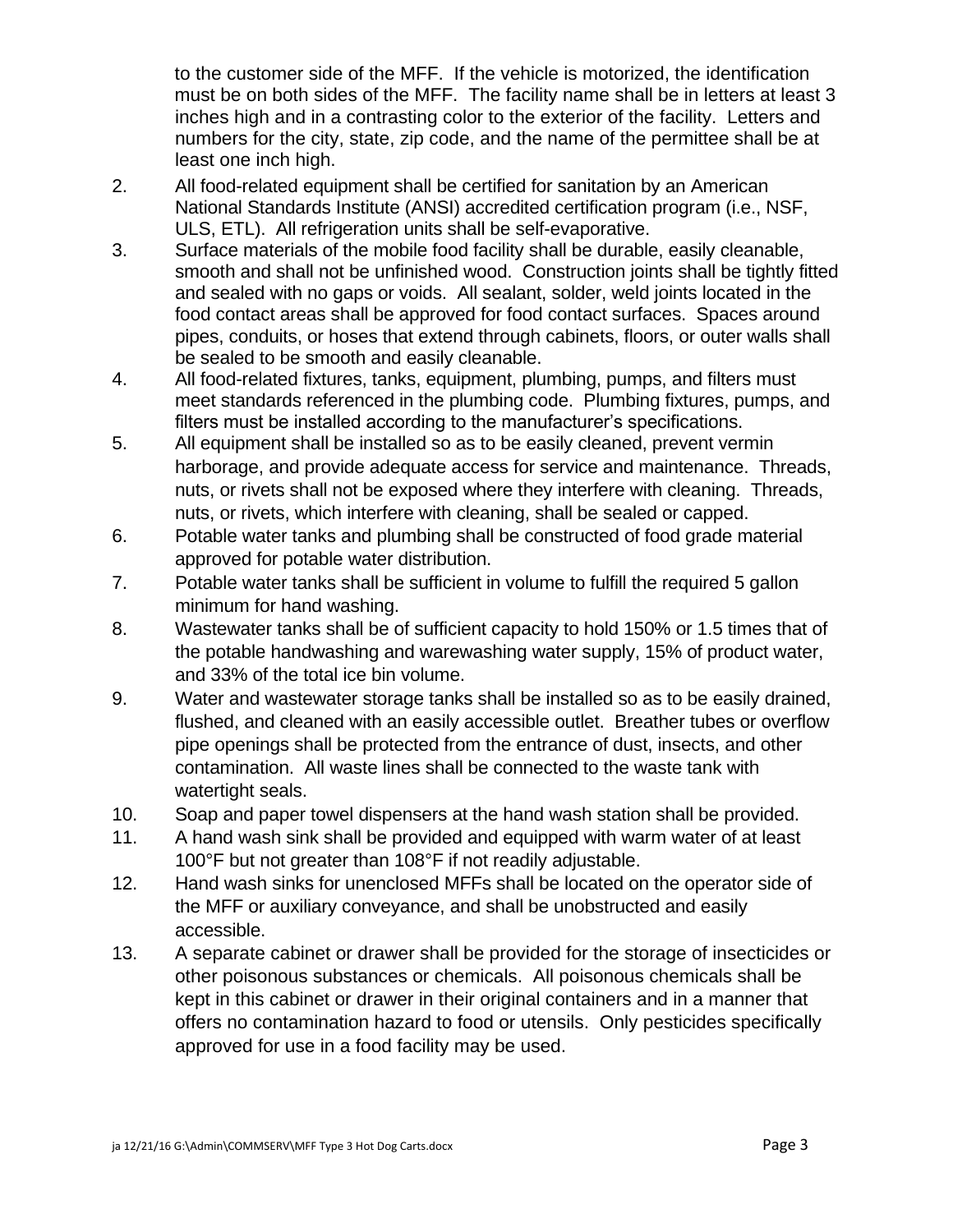to the customer side of the MFF. If the vehicle is motorized, the identification must be on both sides of the MFF. The facility name shall be in letters at least 3 inches high and in a contrasting color to the exterior of the facility. Letters and numbers for the city, state, zip code, and the name of the permittee shall be at least one inch high.

2. All food-related equipment shall be certified for sanitation by an American National Standards Institute (ANSI) accredited certification program (i.e., NSF, ULS, ETL). All refrigeration units shall be self-evaporative.
3. Surface materials of the mobile food facility shall be durable, easily cleanable, smooth and shall not be unfinished wood. Construction joints shall be tightly fitted and sealed with no gaps or voids. All sealant, solder, weld joints located in the food contact areas shall be approved for food contact surfaces. Spaces around pipes, conduits, or hoses that extend through cabinets, floors, or outer walls shall be sealed to be smooth and easily cleanable.
4. All food-related fixtures, tanks, equipment, plumbing, pumps, and filters must meet standards referenced in the plumbing code. Plumbing fixtures, pumps, and filters must be installed according to the manufacturer's specifications.
5. All equipment shall be installed so as to be easily cleaned, prevent vermin harborage, and provide adequate access for service and maintenance. Threads, nuts, or rivets shall not be exposed where they interfere with cleaning. Threads, nuts, or rivets, which interfere with cleaning, shall be sealed or capped.
6. Potable water tanks and plumbing shall be constructed of food grade material approved for potable water distribution.
7. Potable water tanks shall be sufficient in volume to fulfill the required 5 gallon minimum for hand washing.
8. Wastewater tanks shall be of sufficient capacity to hold 150% or 1.5 times that of the potable handwashing and warewashing water supply, 15% of product water, and 33% of the total ice bin volume.
9. Water and wastewater storage tanks shall be installed so as to be easily drained, flushed, and cleaned with an easily accessible outlet. Breather tubes or overflow pipe openings shall be protected from the entrance of dust, insects, and other contamination. All waste lines shall be connected to the waste tank with watertight seals.
10. Soap and paper towel dispensers at the hand wash station shall be provided.
11. A hand wash sink shall be provided and equipped with warm water of at least 100°F but not greater than 108°F if not readily adjustable.
12. Hand wash sinks for unenclosed MFFs shall be located on the operator side of the MFF or auxiliary conveyance, and shall be unobstructed and easily accessible.
13. A separate cabinet or drawer shall be provided for the storage of insecticides or other poisonous substances or chemicals. All poisonous chemicals shall be kept in this cabinet or drawer in their original containers and in a manner that offers no contamination hazard to food or utensils. Only pesticides specifically approved for use in a food facility may be used.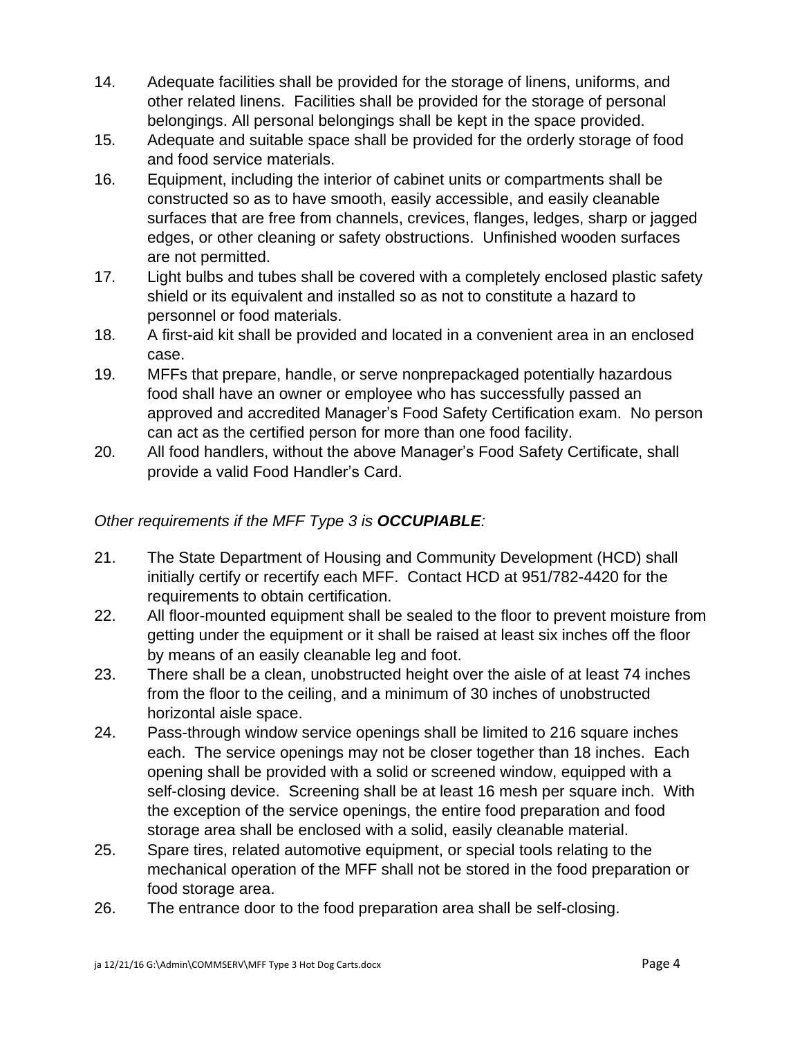14. Adequate facilities shall be provided for the storage of linens, uniforms, and other related linens. Facilities shall be provided for the storage of personal belongings. All personal belongings shall be kept in the space provided.
15. Adequate and suitable space shall be provided for the orderly storage of food and food service materials.
16. Equipment, including the interior of cabinet units or compartments shall be constructed so as to have smooth, easily accessible, and easily cleanable surfaces that are free from channels, crevices, flanges, ledges, sharp or jagged edges, or other cleaning or safety obstructions. Unfinished wooden surfaces are not permitted.
17. Light bulbs and tubes shall be covered with a completely enclosed plastic safety shield or its equivalent and installed so as not to constitute a hazard to personnel or food materials.
18. A first-aid kit shall be provided and located in a convenient area in an enclosed case.
19. MFFs that prepare, handle, or serve nonprepackaged potentially hazardous food shall have an owner or employee who has successfully passed an approved and accredited Manager's Food Safety Certification exam. No person can act as the certified person for more than one food facility.
20. All food handlers, without the above Manager's Food Safety Certificate, shall provide a valid Food Handler's Card.

*Other requirements if the MFF Type 3 is **OCCUPIABLE**:*

21. The State Department of Housing and Community Development (HCD) shall initially certify or recertify each MFF. Contact HCD at 951/782-4420 for the requirements to obtain certification.
22. All floor-mounted equipment shall be sealed to the floor to prevent moisture from getting under the equipment or it shall be raised at least six inches off the floor by means of an easily cleanable leg and foot.
23. There shall be a clean, unobstructed height over the aisle of at least 74 inches from the floor to the ceiling, and a minimum of 30 inches of unobstructed horizontal aisle space.
24. Pass-through window service openings shall be limited to 216 square inches each. The service openings may not be closer together than 18 inches. Each opening shall be provided with a solid or screened window, equipped with a self-closing device. Screening shall be at least 16 mesh per square inch. With the exception of the service openings, the entire food preparation and food storage area shall be enclosed with a solid, easily cleanable material.
25. Spare tires, related automotive equipment, or special tools relating to the mechanical operation of the MFF shall not be stored in the food preparation or food storage area.
26. The entrance door to the food preparation area shall be self-closing.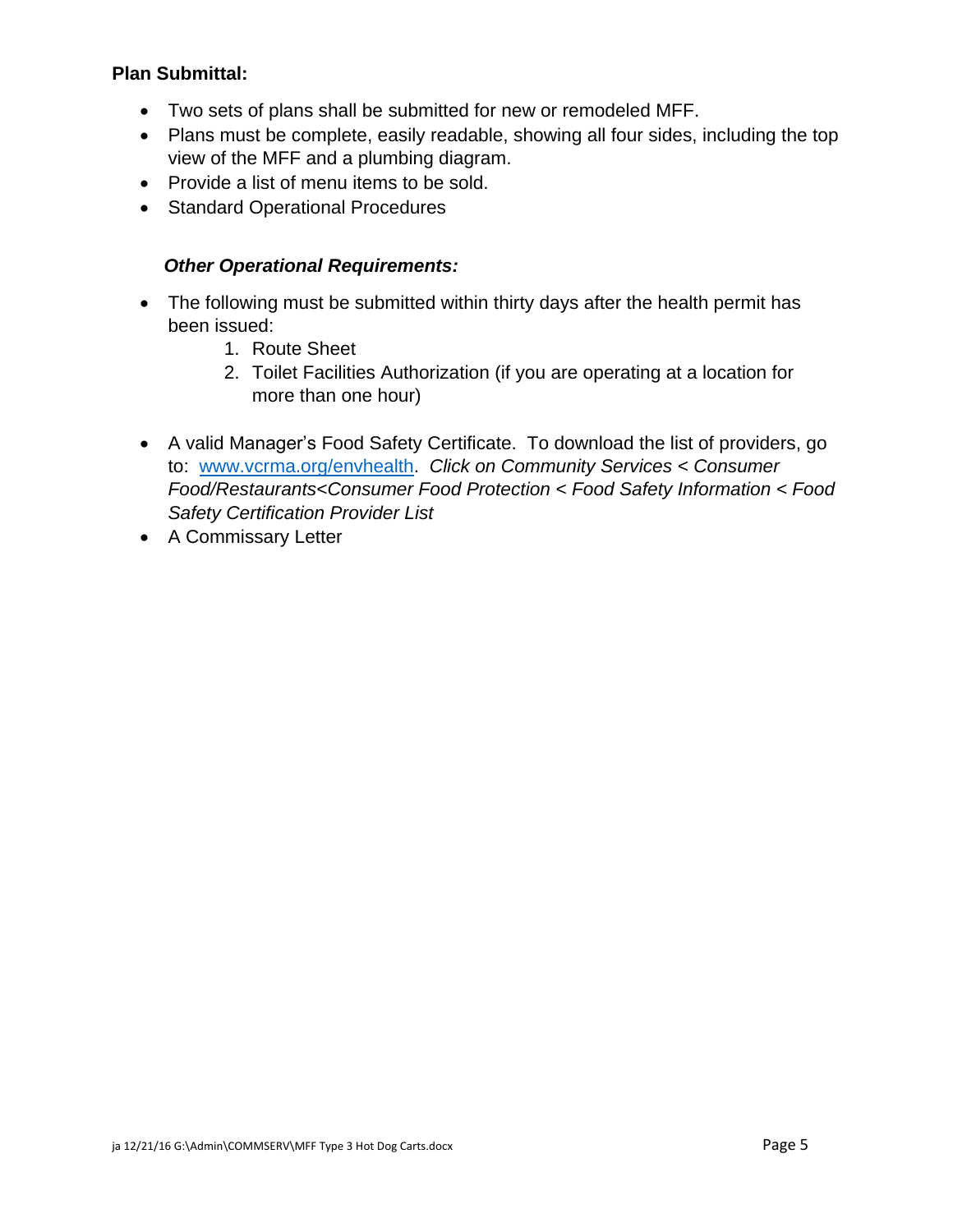**Plan Submittal:**

- Two sets of plans shall be submitted for new or remodeled MFF.
- Plans must be complete, easily readable, showing all four sides, including the top view of the MFF and a plumbing diagram.
- Provide a list of menu items to be sold.
- Standard Operational Procedures

***Other Operational Requirements:***

- The following must be submitted within thirty days after the health permit has been issued:
    1. Route Sheet
    2. Toilet Facilities Authorization (if you are operating at a location for more than one hour)
- A valid Manager's Food Safety Certificate. To download the list of providers, go to: [www.vcrma.org/envhealth](www.vcrma.org/envhealth). *Click on Community Services < Consumer Food/Restaurants<Consumer Food Protection < Food Safety Information < Food Safety Certification Provider List*
- A Commissary Letter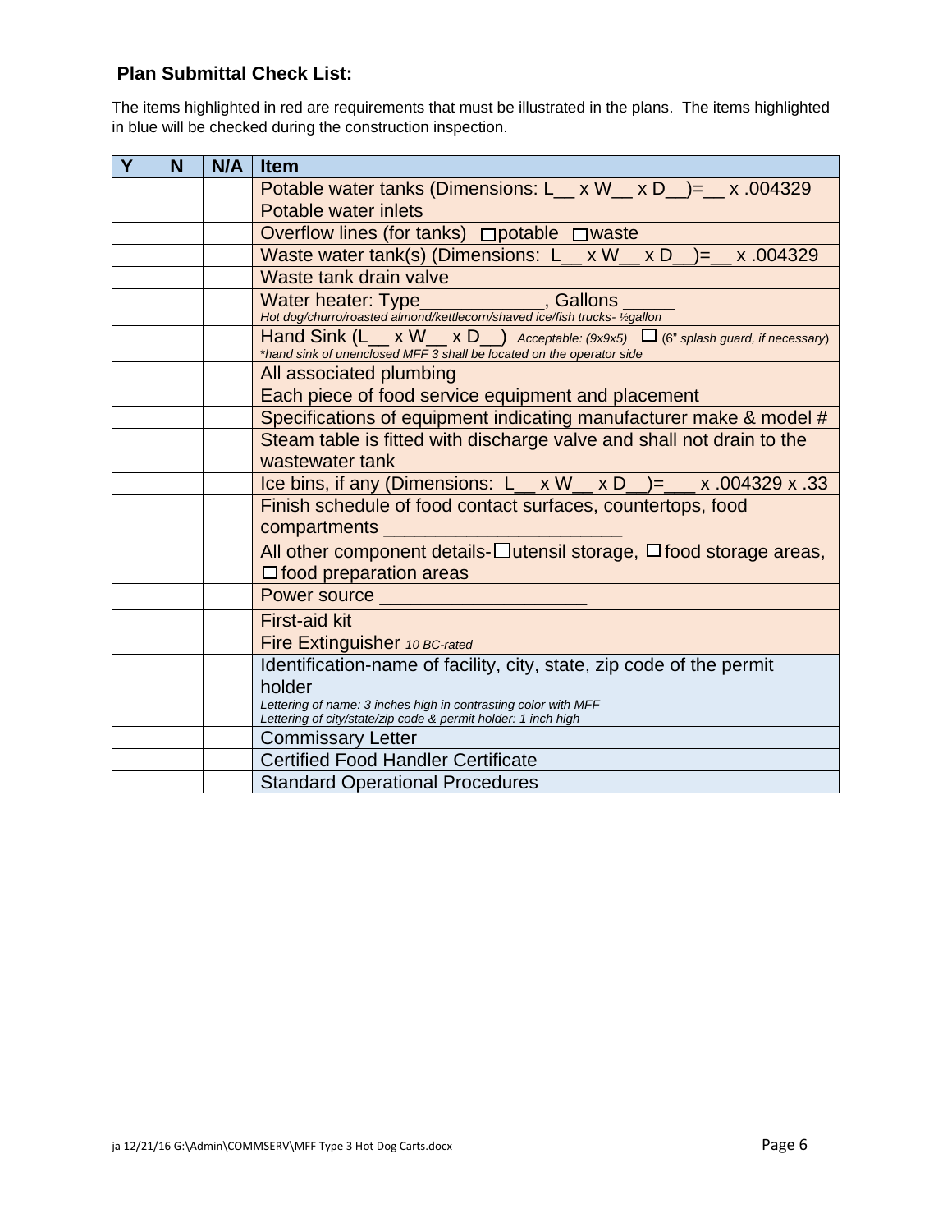**Plan Submittal Check List:**

The items highlighted in red are requirements that must be illustrated in the plans. The items highlighted in blue will be checked during the construction inspection.

| Y | N | N/A | Item |
|---|---|---|---|
| | | | Potable water tanks (Dimensions: L__ x W__ x D__)=__ x .004329 |
| | | | Potable water inlets |
| | | | Overflow lines (for tanks) ☐potable ☐waste |
| | | | Waste water tank(s) (Dimensions: L__ x W__ x D__)=__ x .004329 |
| | | | Waste tank drain valve |
| | | | Water heater: Type____________, Gallons _____ *Hot dog/churro/roasted almond/kettlecorn/shaved ice/fish trucks- ½gallon* |
| | | | Hand Sink (L__ x W__ x D__) *Acceptable: (9x9x5)* ☐ *(6" splash guard, if necessary)* *\*hand sink of unenclosed MFF 3 shall be located on the operator side* |
| | | | All associated plumbing |
| | | | Each piece of food service equipment and placement |
| | | | Specifications of equipment indicating manufacturer make & model # |
| | | | Steam table is fitted with discharge valve and shall not drain to the wastewater tank |
| | | | Ice bins, if any (Dimensions: L__ x W__ x D__)=___ x .004329 x .33 |
| | | | Finish schedule of food contact surfaces, countertops, food compartments ______________________ |
| | | | All other component details-☐utensil storage, ☐food storage areas, ☐food preparation areas |
| | | | Power source ___________________ |
| | | | First-aid kit |
| | | | Fire Extinguisher *10 BC-rated* |
| | | | Identification-name of facility, city, state, zip code of the permit holder *Lettering of name: 3 inches high in contrasting color with MFF* *Lettering of city/state/zip code & permit holder: 1 inch high* |
| | | | Commissary Letter |
| | | | Certified Food Handler Certificate |
| | | | Standard Operational Procedures |

ja 12/21/16 G:\Admin\COMMSERV\MFF Type 3 Hot Dog Carts.docx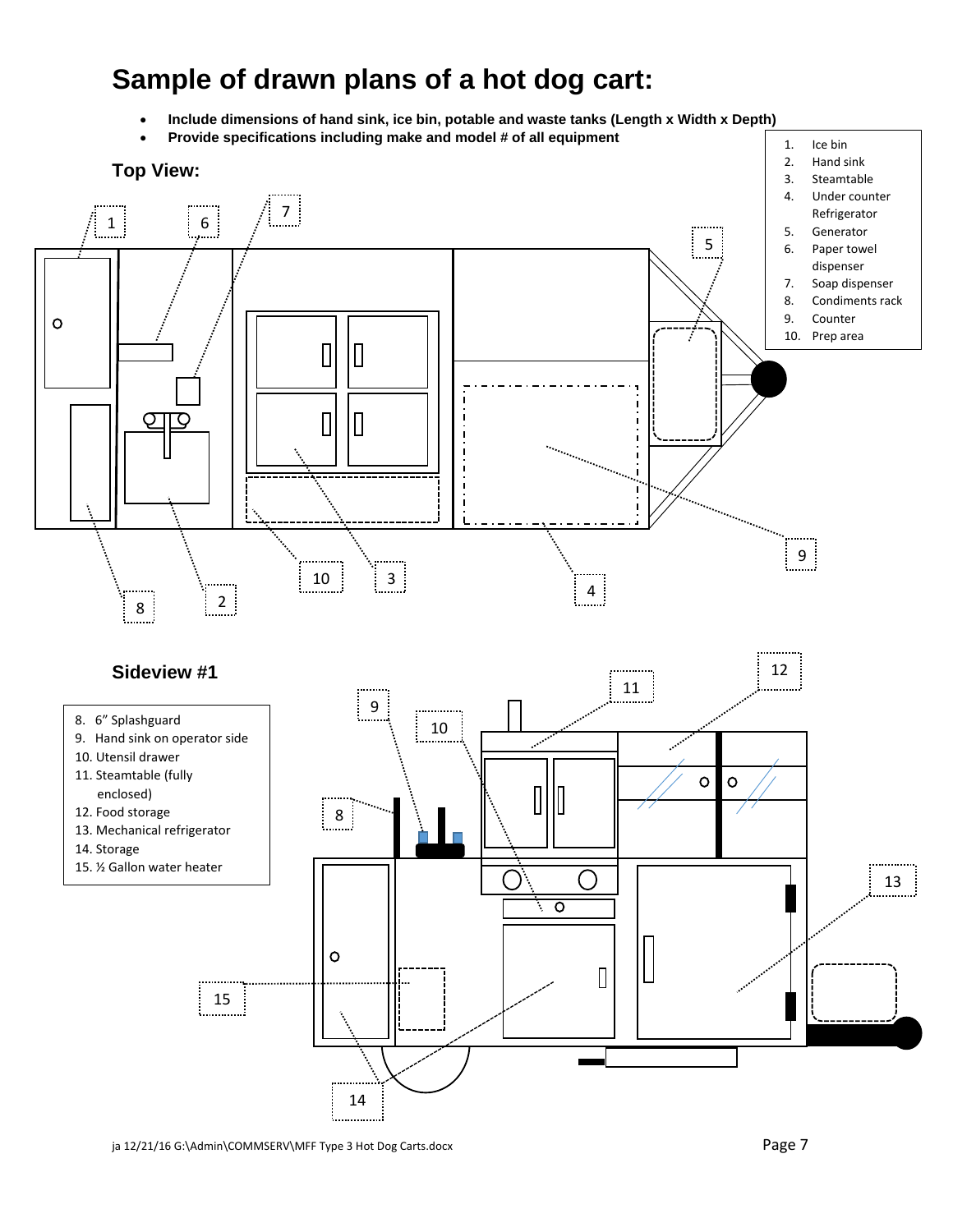# Sample of drawn plans of a hot dog cart:

- **Include dimensions of hand sink, ice bin, potable and waste tanks (Length x Width x Depth)**
- **Provide specifications including make and model # of all equipment**

## Top View:

1. Ice bin
2. Hand sink
3. Steamtable
4. Under counter Refrigerator
5. Generator
6. Paper towel dispenser
7. Soap dispenser
8. Condiments rack
9. Counter
10. Prep area

1

6

7

5

9

8

2

10

3

4

## Sideview #1

8. 6” Splashguard
9. Hand sink on operator side
10. Utensil drawer
11. Steamtable (fully enclosed)
12. Food storage
13. Mechanical refrigerator
14. Storage
15. ½ Gallon water heater

9

10

11

12

8

13

15

14

ja 12/21/16 G:\Admin\COMMSERV\MFF Type 3 Hot Dog Carts.docx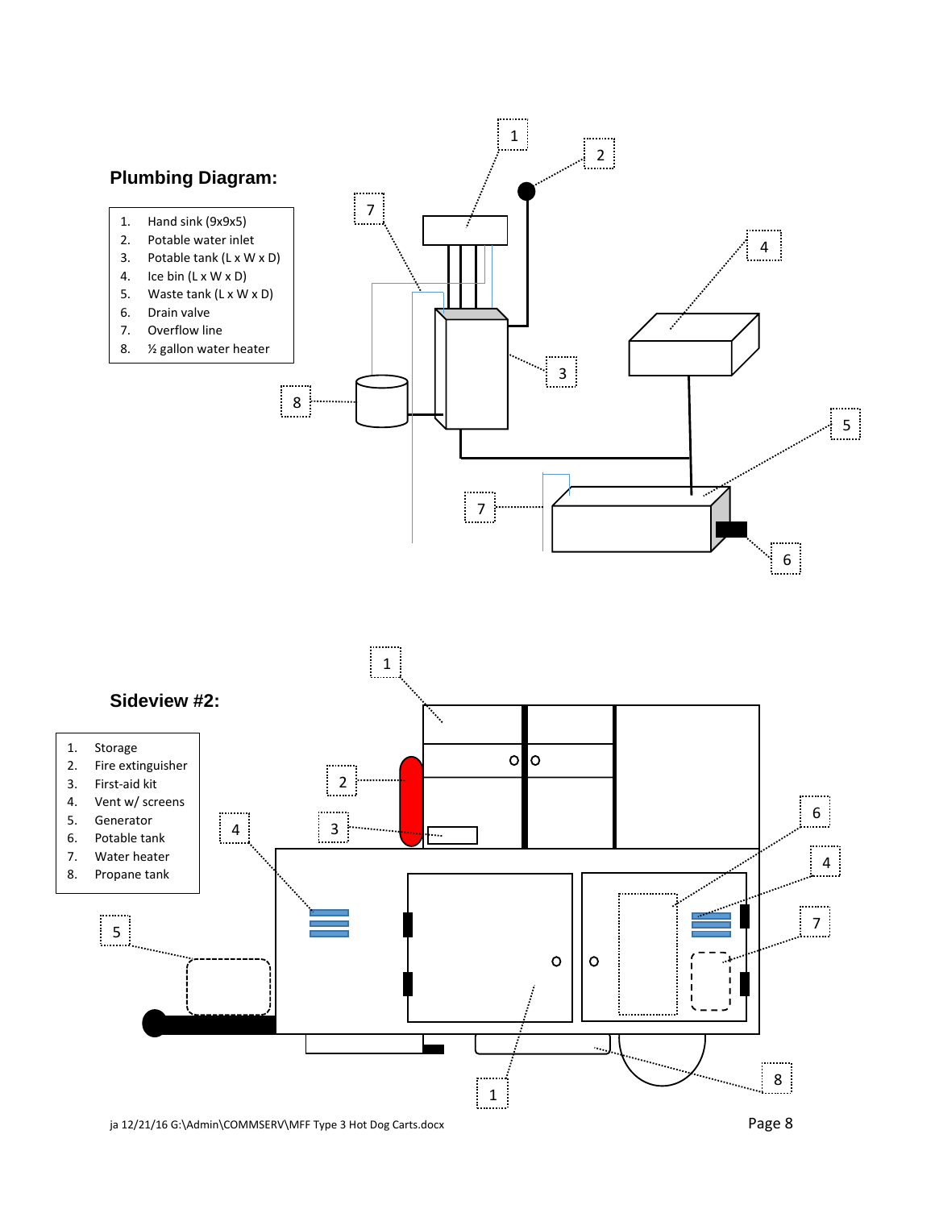## Plumbing Diagram:

1. Hand sink (9x9x5)
2. Potable water inlet
3. Potable tank (L x W x D)
4. Ice bin (L x W x D)
5. Waste tank (L x W x D)
6. Drain valve
7. Overflow line
8. ½ gallon water heater

1
2
7
4
3
8
5
7
6

## Sideview #2:

1. Storage
2. Fire extinguisher
3. First-aid kit
4. Vent w/ screens
5. Generator
6. Potable tank
7. Water heater
8. Propane tank

1
2
3
4
6
4
7
5
8
1

ja 12/21/16 G:\Admin\COMMSERV\MFF Type 3 Hot Dog Carts.docx